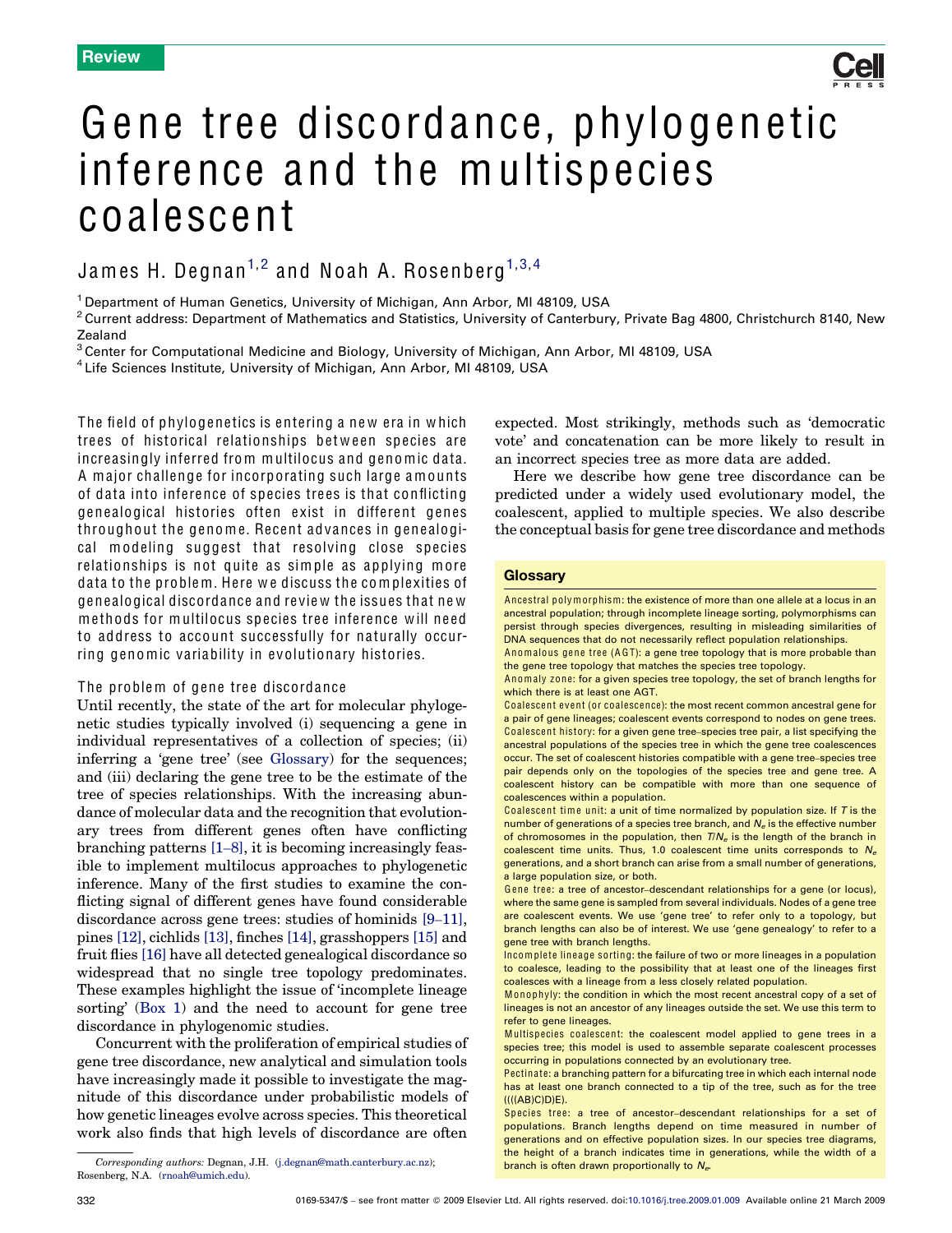Review

# Gene tree discordance, phylogenetic inference and the multispecies coalescent

James H. Degnan[1,2] and Noah A. Rosenberg[1,3,4]

[1] Department of Human Genetics, University of Michigan, Ann Arbor, MI 48109, USA
[2] Current address: Department of Mathematics and Statistics, University of Canterbury, Private Bag 4800, Christchurch 8140, New Zealand
[3] Center for Computational Medicine and Biology, University of Michigan, Ann Arbor, MI 48109, USA
[4] Life Sciences Institute, University of Michigan, Ann Arbor, MI 48109, USA

The field of phylogenetics is entering a new era in which trees of historical relationships between species are increasingly inferred from multilocus and genomic data. A major challenge for incorporating such large amounts of data into inference of species trees is that conflicting genealogical histories often exist in different genes throughout the genome. Recent advances in genealogical modeling suggest that resolving close species relationships is not quite as simple as applying more data to the problem. Here we discuss the complexities of genealogical discordance and review the issues that new methods for multilocus species tree inference will need to address to account successfully for naturally occurring genomic variability in evolutionary histories.

## The problem of gene tree discordance

Until recently, the state of the art for molecular phylogenetic studies typically involved (i) sequencing a gene in individual representatives of a collection of species; (ii) inferring a 'gene tree' (see Glossary) for the sequences; and (iii) declaring the gene tree to be the estimate of the tree of species relationships. With the increasing abundance of molecular data and the recognition that evolutionary trees from different genes often have conflicting branching patterns [1–8], it is becoming increasingly feasible to implement multilocus approaches to phylogenetic inference. Many of the first studies to examine the conflicting signal of different genes have found considerable discordance across gene trees: studies of hominids [9–11], pines [12], cichlids [13], finches [14], grasshoppers [15] and fruit flies [16] have all detected genealogical discordance so widespread that no single tree topology predominates. These examples highlight the issue of 'incomplete lineage sorting' (Box 1) and the need to account for gene tree discordance in phylogenomic studies.

Concurrent with the proliferation of empirical studies of gene tree discordance, new analytical and simulation tools have increasingly made it possible to investigate the magnitude of this discordance under probabilistic models of how genetic lineages evolve across species. This theoretical work also finds that high levels of discordance are often expected. Most strikingly, methods such as 'democratic vote' and concatenation can be more likely to result in an incorrect species tree as more data are added.

Here we describe how gene tree discordance can be predicted under a widely used evolutionary model, the coalescent, applied to multiple species. We also describe the conceptual basis for gene tree discordance and methods

### Glossary

**Ancestral polymorphism**: the existence of more than one allele at a locus in an ancestral population; through incomplete lineage sorting, polymorphisms can persist through species divergences, resulting in misleading similarities of DNA sequences that do not necessarily reflect population relationships.

**Anomalous gene tree (AGT)**: a gene tree topology that is more probable than the gene tree topology that matches the species tree topology.

**Anomaly zone**: for a given species tree topology, the set of branch lengths for which there is at least one AGT.

**Coalescent event (or coalescence)**: the most recent common ancestral gene for a pair of gene lineages; coalescent events correspond to nodes on gene trees.

**Coalescent history**: for a given gene tree–species tree pair, a list specifying the ancestral populations of the species tree in which the gene tree coalescences occur. The set of coalescent histories compatible with a gene tree–species tree pair depends only on the topologies of the species tree and gene tree. A coalescent history can be compatible with more than one sequence of coalescences within a population.

**Coalescent time unit**: a unit of time normalized by population size. If $T$ is the number of generations of a species tree branch, and $N_e$ is the effective number of chromosomes in the population, then $T/N_e$ is the length of the branch in coalescent time units. Thus, 1.0 coalescent time units corresponds to $N_e$ generations, and a short branch can arise from a small number of generations, a large population size, or both.

**Gene tree**: a tree of ancestor–descendant relationships for a gene (or locus), where the same gene is sampled from several individuals. Nodes of a gene tree are coalescent events. We use 'gene tree' to refer only to a topology, but branch lengths can also be of interest. We use 'gene genealogy' to refer to a gene tree with branch lengths.

**Incomplete lineage sorting**: the failure of two or more lineages in a population to coalesce, leading to the possibility that at least one of the lineages first coalesces with a lineage from a less closely related population.

**Monophyly**: the condition in which the most recent ancestral copy of a set of lineages is not an ancestor of any lineages outside the set. We use this term to refer to gene lineages.

**Multispecies coalescent**: the coalescent model applied to gene trees in a species tree; this model is used to assemble separate coalescent processes occurring in populations connected by an evolutionary tree.

**Pectinate**: a branching pattern for a bifurcating tree in which each internal node has at least one branch connected to a tip of the tree, such as for the tree ((((AB)C)D)E).

**Species tree**: a tree of ancestor–descendant relationships for a set of populations. Branch lengths depend on time measured in number of generations and on effective population sizes. In our species tree diagrams, the height of a branch indicates time in generations, while the width of a branch is often drawn proportionally to $N_e$.

*Corresponding authors:* Degnan, J.H. (j.degnan@math.canterbury.ac.nz); Rosenberg, N.A. (rnoah@umich.edu).

0169-5347/$ – see front matter © 2009 Elsevier Ltd. All rights reserved. doi:10.1016/j.tree.2009.01.009 Available online 21 March 2009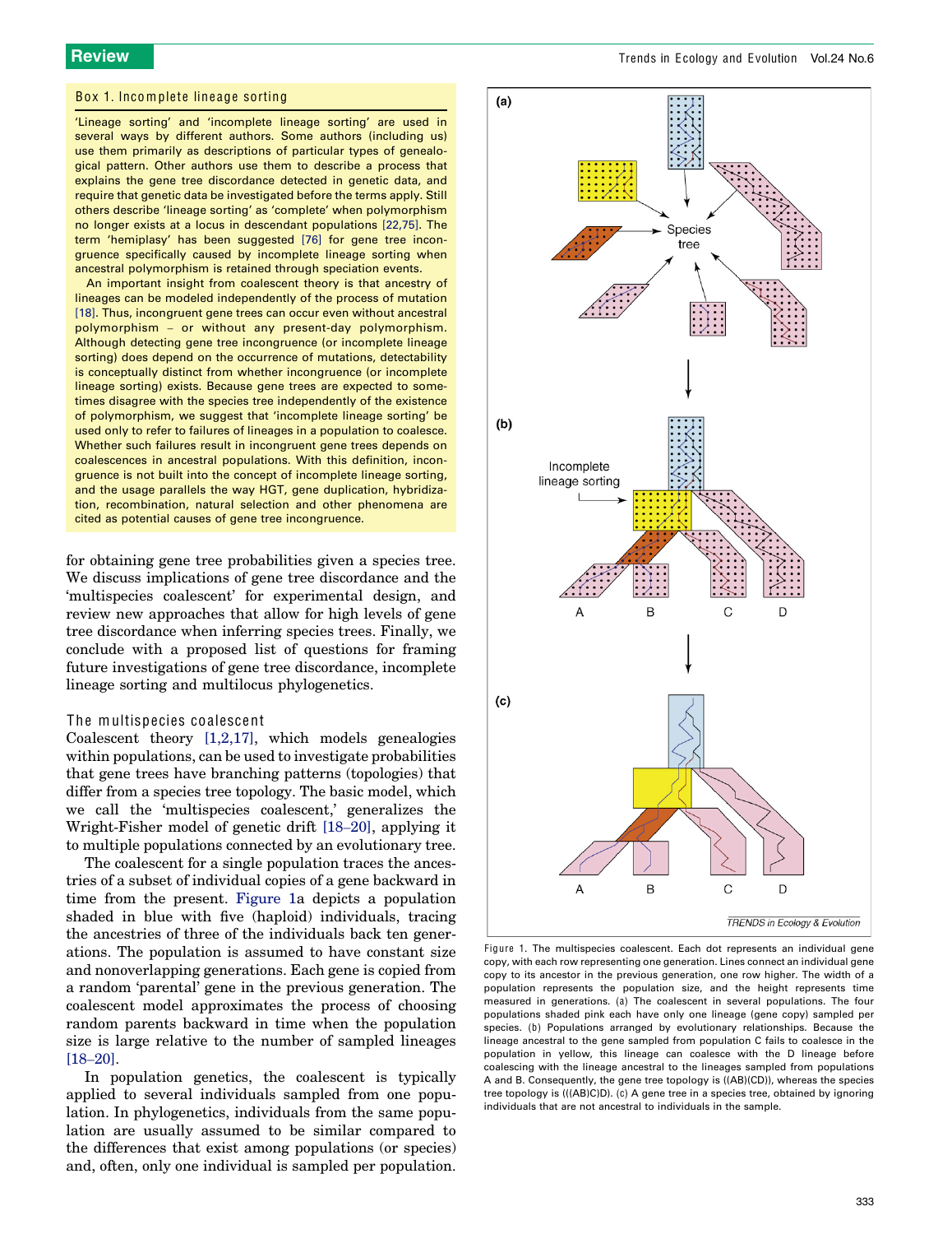### Box 1. Incomplete lineage sorting

'Lineage sorting' and 'incomplete lineage sorting' are used in several ways by different authors. Some authors (including us) use them primarily as descriptions of particular types of genealogical pattern. Other authors use them to describe a process that explains the gene tree discordance detected in genetic data, and require that genetic data be investigated before the terms apply. Still others describe 'lineage sorting' as 'complete' when polymorphism no longer exists at a locus in descendant populations [22,75]. The term 'hemiplasy' has been suggested [76] for gene tree incongruence specifically caused by incomplete lineage sorting when ancestral polymorphism is retained through speciation events.

An important insight from coalescent theory is that ancestry of lineages can be modeled independently of the process of mutation [18]. Thus, incongruent gene trees can occur even without ancestral polymorphism – or without any present-day polymorphism. Although detecting gene tree incongruence (or incomplete lineage sorting) does depend on the occurrence of mutations, detectability is conceptually distinct from whether incongruence (or incomplete lineage sorting) exists. Because gene trees are expected to sometimes disagree with the species tree independently of the existence of polymorphism, we suggest that 'incomplete lineage sorting' be used only to refer to failures of lineages in a population to coalesce. Whether such failures result in incongruent gene trees depends on coalescences in ancestral populations. With this definition, incongruence is not built into the concept of incomplete lineage sorting, and the usage parallels the way HGT, gene duplication, hybridization, recombination, natural selection and other phenomena are cited as potential causes of gene tree incongruence.

for obtaining gene tree probabilities given a species tree. We discuss implications of gene tree discordance and the 'multispecies coalescent' for experimental design, and review new approaches that allow for high levels of gene tree discordance when inferring species trees. Finally, we conclude with a proposed list of questions for framing future investigations of gene tree discordance, incomplete lineage sorting and multilocus phylogenetics.

## The multispecies coalescent

Coalescent theory [1,2,17], which models genealogies within populations, can be used to investigate probabilities that gene trees have branching patterns (topologies) that differ from a species tree topology. The basic model, which we call the 'multispecies coalescent,' generalizes the Wright-Fisher model of genetic drift [18–20], applying it to multiple populations connected by an evolutionary tree.

The coalescent for a single population traces the ancestries of a subset of individual copies of a gene backward in time from the present. Figure 1a depicts a population shaded in blue with five (haploid) individuals, tracing the ancestries of three of the individuals back ten generations. The population is assumed to have constant size and nonoverlapping generations. Each gene is copied from a random 'parental' gene in the previous generation. The coalescent model approximates the process of choosing random parents backward in time when the population size is large relative to the number of sampled lineages [18–20].

In population genetics, the coalescent is typically applied to several individuals sampled from one population. In phylogenetics, individuals from the same population are usually assumed to be similar compared to the differences that exist among populations (or species) and, often, only one individual is sampled per population.

Figure 1. The multispecies coalescent. Each dot represents an individual gene copy, with each row representing one generation. Lines connect an individual gene copy to its ancestor in the previous generation, one row higher. The width of a population represents the population size, and the height represents time measured in generations. (a) The coalescent in several populations. The four populations shaded pink each have only one lineage (gene copy) sampled per species. (b) Populations arranged by evolutionary relationships. Because the lineage ancestral to the gene sampled from population C fails to coalesce in the population in yellow, this lineage can coalesce with the D lineage before coalescing with the lineage ancestral to the lineages sampled from populations A and B. Consequently, the gene tree topology is ((AB)(CD)), whereas the species tree topology is (((AB)C)D). (c) A gene tree in a species tree, obtained by ignoring individuals that are not ancestral to individuals in the sample.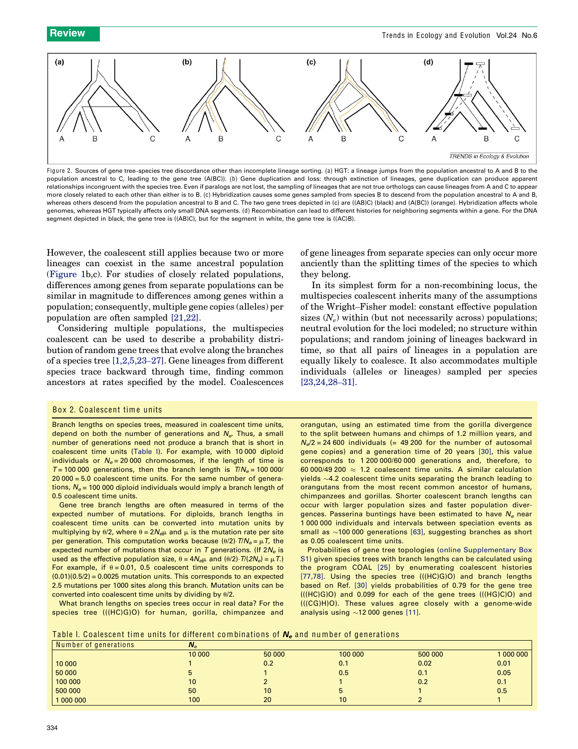Figure 2. Sources of gene tree–species tree discordance other than incomplete lineage sorting. (a) HGT: a lineage jumps from the population ancestral to A and B to the population ancestral to C, leading to the gene tree (A(BC)). (b) Gene duplication and loss: through extinction of lineages, gene duplication can produce apparent relationships incongruent with the species tree. Even if paralogs are not lost, the sampling of lineages that are not true orthologs can cause lineages from A and C to appear more closely related to each other than either is to B. (c) Hybridization causes some genes sampled from species B to descend from the population ancestral to A and B, whereas others descend from the population ancestral to B and C. The two gene trees depicted in (c) are ((AB)C) (black) and (A(BC)) (orange). Hybridization affects whole genomes, whereas HGT typically affects only small DNA segments. (d) Recombination can lead to different histories for neighboring segments within a gene. For the DNA segment depicted in black, the gene tree is ((AB)C), but for the segment in white, the gene tree is ((AC)B).

However, the coalescent still applies because two or more lineages can coexist in the same ancestral population (Figure 1b,c). For studies of closely related populations, differences among genes from separate populations can be similar in magnitude to differences among genes within a population; consequently, multiple gene copies (alleles) per population are often sampled [21,22].

Considering multiple populations, the multispecies coalescent can be used to describe a probability distribution of random gene trees that evolve along the branches of a species tree [1,2,5,23–27]. Gene lineages from different species trace backward through time, finding common ancestors at rates specified by the model. Coalescences of gene lineages from separate species can only occur more anciently than the splitting times of the species to which they belong.

In its simplest form for a non-recombining locus, the multispecies coalescent inherits many of the assumptions of the Wright–Fisher model: constant effective population sizes ($N_e$) within (but not necessarily across) populations; neutral evolution for the loci modeled; no structure within populations; and random joining of lineages backward in time, so that all pairs of lineages in a population are equally likely to coalesce. It also accommodates multiple individuals (alleles or lineages) sampled per species [23,24,28–31].

## Box 2. Coalescent time units

Branch lengths on species trees, measured in coalescent time units, depend on both the number of generations and $N_e$. Thus, a small number of generations need not produce a branch that is short in coalescent time units (Table I). For example, with 10 000 diploid individuals or $N_e$ = 20 000 chromosomes, if the length of time is $T$ = 100 000 generations, then the branch length is $T/N_e$ = 100 000/20 000 = 5.0 coalescent time units. For the same number of generations, $N_e$ = 100 000 diploid individuals would imply a branch length of 0.5 coalescent time units.

Gene tree branch lengths are often measured in terms of the expected number of mutations. For diploids, branch lengths in coalescent time units can be converted into mutation units by multiplying by $\theta/2$, where $\theta = 2N_e\mu$ and $\mu$ is the mutation rate per site per generation. This computation works because $(\theta/2)\cdot T/N_e = \mu T$, the expected number of mutations that occur in $T$ generations. (If $2N_e$ is used as the effective population size, $\theta = 4N_e\mu$ and $(\theta/2)\cdot T/(2N_e) = \mu T$.) For example, if $\theta$ = 0.01, 0.5 coalescent time units corresponds to (0.01)(0.5/2) = 0.0025 mutation units. This corresponds to an expected 2.5 mutations per 1000 sites along this branch. Mutation units can be converted into coalescent time units by dividing by $\theta/2$.

What branch lengths on species trees occur in real data? For the species tree (((HC)G)O) for human, gorilla, chimpanzee and orangutan, using an estimated time from the gorilla divergence to the split between humans and chimps of 1.2 million years, and $N_e/2$ = 24 600 individuals (= 49 200 for the number of autosomal gene copies) and a generation time of 20 years [30], this value corresponds to 1 200 000/60 000 generations and, therefore, to 60 000/49 200 ≈ 1.2 coalescent time units. A similar calculation yields ~4.2 coalescent time units separating the branch leading to orangutans from the most recent common ancestor of humans, chimpanzees and gorillas. Shorter coalescent branch lengths can occur with larger population sizes and faster population divergences. Passerina buntings have been estimated to have $N_e$ near 1 000 000 individuals and intervals between speciation events as small as ~100 000 generations [63], suggesting branches as short as 0.05 coalescent time units.

Probabilities of gene tree topologies (online Supplementary Box S1) given species trees with branch lengths can be calculated using the program COAL [25] by enumerating coalescent histories [77,78]. Using the species tree (((HC)G)O) and branch lengths based on Ref. [30] yields probabilities of 0.79 for the gene tree (((HC)G)O) and 0.099 for each of the gene trees (((HG)C)O) and (((CG)H)O). These values agree closely with a genome-wide analysis using ~12 000 genes [11].

Table I. Coalescent time units for different combinations of $N_e$ and number of generations

| Number of generations | $N_e$ | | | | |
|---|---|---|---|---|---|
| | 10 000 | 50 000 | 100 000 | 500 000 | 1 000 000 |
| 10 000 | 1 | 0.2 | 0.1 | 0.02 | 0.01 |
| 50 000 | 5 | 1 | 0.5 | 0.1 | 0.05 |
| 100 000 | 10 | 2 | 1 | 0.2 | 0.1 |
| 500 000 | 50 | 10 | 5 | 1 | 0.5 |
| 1 000 000 | 100 | 20 | 10 | 2 | 1 |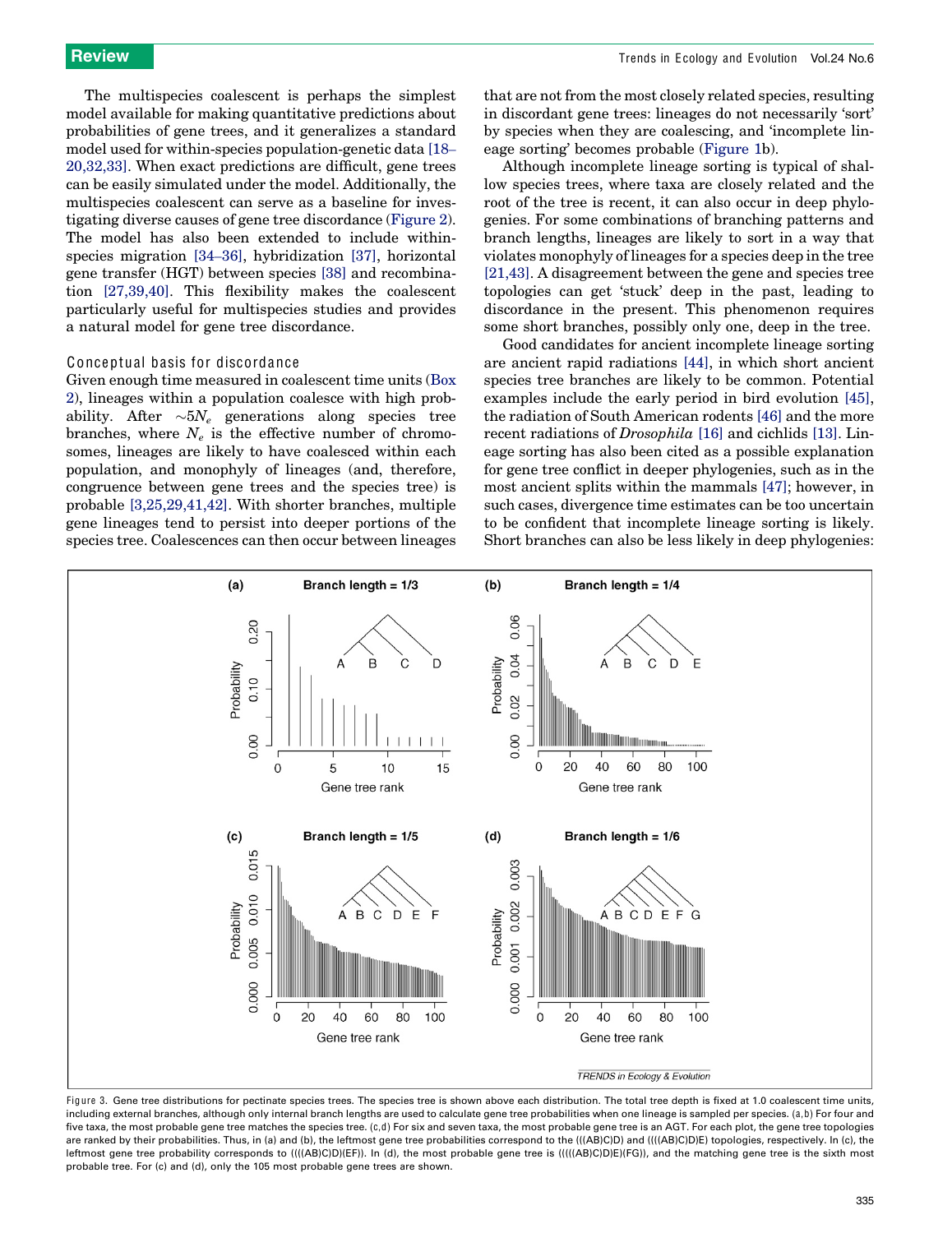The multispecies coalescent is perhaps the simplest model available for making quantitative predictions about probabilities of gene trees, and it generalizes a standard model used for within-species population-genetic data [18–20,32,33]. When exact predictions are difficult, gene trees can be easily simulated under the model. Additionally, the multispecies coalescent can serve as a baseline for investigating diverse causes of gene tree discordance (Figure 2). The model has also been extended to include within-species migration [34–36], hybridization [37], horizontal gene transfer (HGT) between species [38] and recombination [27,39,40]. This flexibility makes the coalescent particularly useful for multispecies studies and provides a natural model for gene tree discordance.

### Conceptual basis for discordance

Given enough time measured in coalescent time units (Box 2), lineages within a population coalesce with high probability. After $\sim 5N_e$ generations along species tree branches, where $N_e$ is the effective number of chromosomes, lineages are likely to have coalesced within each population, and monophyly of lineages (and, therefore, congruence between gene trees and the species tree) is probable [3,25,29,41,42]. With shorter branches, multiple gene lineages tend to persist into deeper portions of the species tree. Coalescences can then occur between lineages that are not from the most closely related species, resulting in discordant gene trees: lineages do not necessarily 'sort' by species when they are coalescing, and 'incomplete lineage sorting' becomes probable (Figure 1b).

Although incomplete lineage sorting is typical of shallow species trees, where taxa are closely related and the root of the tree is recent, it can also occur in deep phylogenies. For some combinations of branching patterns and branch lengths, lineages are likely to sort in a way that violates monophyly of lineages for a species deep in the tree [21,43]. A disagreement between the gene and species tree topologies can get 'stuck' deep in the past, leading to discordance in the present. This phenomenon requires some short branches, possibly only one, deep in the tree.

Good candidates for ancient incomplete lineage sorting are ancient rapid radiations [44], in which short ancient species tree branches are likely to be common. Potential examples include the early period in bird evolution [45], the radiation of South American rodents [46] and the more recent radiations of *Drosophila* [16] and cichlids [13]. Lineage sorting has also been cited as a possible explanation for gene tree conflict in deeper phylogenies, such as in the most ancient splits within the mammals [47]; however, in such cases, divergence time estimates can be too uncertain to be confident that incomplete lineage sorting is likely. Short branches can also be less likely in deep phylogenies:

Figure 3. Gene tree distributions for pectinate species trees. The species tree is shown above each distribution. The total tree depth is fixed at 1.0 coalescent time units, including external branches, although only internal branch lengths are used to calculate gene tree probabilities when one lineage is sampled per species. (a,b) For four and five taxa, the most probable gene tree matches the species tree. (c,d) For six and seven taxa, the most probable gene tree is an AGT. For each plot, the gene tree topologies are ranked by their probabilities. Thus, in (a) and (b), the leftmost gene tree probabilities correspond to the (((AB)C)D) and ((((AB)C)D)E) topologies, respectively. In (c), the leftmost gene tree probability corresponds to ((((AB)C)D)(EF)). In (d), the most probable gene tree is (((((AB)C)D)E)(FG)), and the matching gene tree is the sixth most probable tree. For (c) and (d), only the 105 most probable gene trees are shown.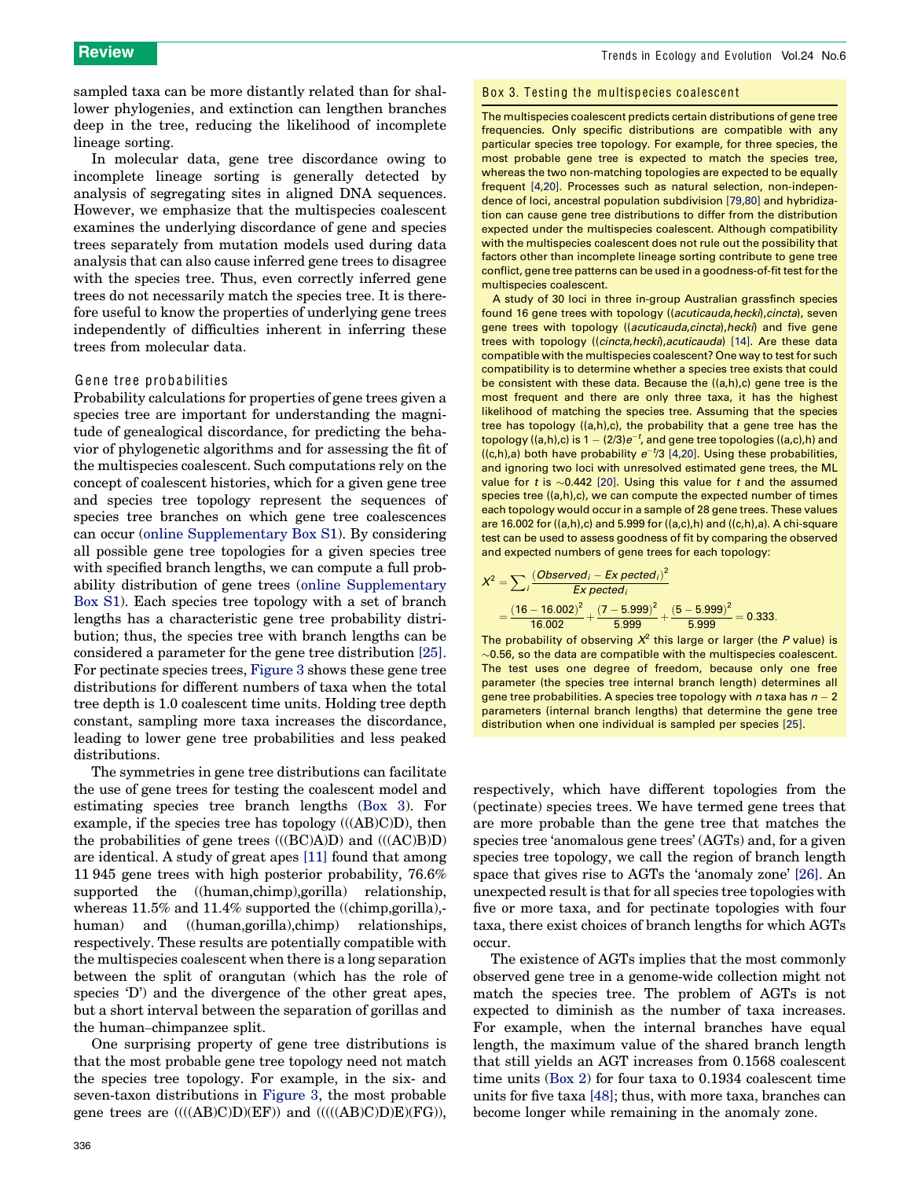sampled taxa can be more distantly related than for shallower phylogenies, and extinction can lengthen branches deep in the tree, reducing the likelihood of incomplete lineage sorting.

In molecular data, gene tree discordance owing to incomplete lineage sorting is generally detected by analysis of segregating sites in aligned DNA sequences. However, we emphasize that the multispecies coalescent examines the underlying discordance of gene and species trees separately from mutation models used during data analysis that can also cause inferred gene trees to disagree with the species tree. Thus, even correctly inferred gene trees do not necessarily match the species tree. It is therefore useful to know the properties of underlying gene trees independently of difficulties inherent in inferring these trees from molecular data.

## Gene tree probabilities

Probability calculations for properties of gene trees given a species tree are important for understanding the magnitude of genealogical discordance, for predicting the behavior of phylogenetic algorithms and for assessing the fit of the multispecies coalescent. Such computations rely on the concept of coalescent histories, which for a given gene tree and species tree topology represent the sequences of species tree branches on which gene tree coalescences can occur (online Supplementary Box S1). By considering all possible gene tree topologies for a given species tree with specified branch lengths, we can compute a full probability distribution of gene trees (online Supplementary Box S1). Each species tree topology with a set of branch lengths has a characteristic gene tree probability distribution; thus, the species tree with branch lengths can be considered a parameter for the gene tree distribution [25]. For pectinate species trees, Figure 3 shows these gene tree distributions for different numbers of taxa when the total tree depth is 1.0 coalescent time units. Holding tree depth constant, sampling more taxa increases the discordance, leading to lower gene tree probabilities and less peaked distributions.

The symmetries in gene tree distributions can facilitate the use of gene trees for testing the coalescent model and estimating species tree branch lengths (Box 3). For example, if the species tree has topology (((AB)C)D), then the probabilities of gene trees (((BC)A)D) and (((AC)B)D) are identical. A study of great apes [11] found that among 11 945 gene trees with high posterior probability, 76.6% supported the ((human,chimp),gorilla) relationship, whereas 11.5% and 11.4% supported the ((chimp,gorilla),-human) and ((human,gorilla),chimp) relationships, respectively. These results are potentially compatible with the multispecies coalescent when there is a long separation between the split of orangutan (which has the role of species 'D') and the divergence of the other great apes, but a short interval between the separation of gorillas and the human–chimpanzee split.

One surprising property of gene tree distributions is that the most probable gene tree topology need not match the species tree topology. For example, in the six- and seven-taxon distributions in Figure 3, the most probable gene trees are ((((AB)C)D)(EF)) and (((((AB)C)D)E)(FG)), respectively, which have different topologies from the (pectinate) species trees. We have termed gene trees that are more probable than the gene tree that matches the species tree 'anomalous gene trees' (AGTs) and, for a given species tree topology, we call the region of branch length space that gives rise to AGTs the 'anomaly zone' [26]. An unexpected result is that for all species tree topologies with five or more taxa, and for pectinate topologies with four taxa, there exist choices of branch lengths for which AGTs occur.

The existence of AGTs implies that the most commonly observed gene tree in a genome-wide collection might not match the species tree. The problem of AGTs is not expected to diminish as the number of taxa increases. For example, when the internal branches have equal length, the maximum value of the shared branch length that still yields an AGT increases from 0.1568 coalescent time units (Box 2) for four taxa to 0.1934 coalescent time units for five taxa [48]; thus, with more taxa, branches can become longer while remaining in the anomaly zone.

### Box 3. Testing the multispecies coalescent

The multispecies coalescent predicts certain distributions of gene tree frequencies. Only specific distributions are compatible with any particular species tree topology. For example, for three species, the most probable gene tree is expected to match the species tree, whereas the two non-matching topologies are expected to be equally frequent [4,20]. Processes such as natural selection, non-independence of loci, ancestral population subdivision [79,80] and hybridization can cause gene tree distributions to differ from the distribution expected under the multispecies coalescent. Although compatibility with the multispecies coalescent does not rule out the possibility that factors other than incomplete lineage sorting contribute to gene tree conflict, gene tree patterns can be used in a goodness-of-fit test for the multispecies coalescent.

A study of 30 loci in three in-group Australian grassfinch species found 16 gene trees with topology ((*acuticauda*,*hecki*),*cincta*), seven gene trees with topology ((*acuticauda*,*cincta*),*hecki*) and five gene trees with topology ((*cincta*,*hecki*),*acuticauda*) [14]. Are these data compatible with the multispecies coalescent? One way to test for such compatibility is to determine whether a species tree exists that could be consistent with these data. Because the ((a,h),c) gene tree is the most frequent and there are only three taxa, it has the highest likelihood of matching the species tree. Assuming that the species tree has topology ((a,h),c), the probability that a gene tree has the topology ((a,h),c) is $1-(2/3)e^{-t}$, and gene tree topologies ((a,c),h) and ((c,h),a) both have probability $e^{-t}/3$ [4,20]. Using these probabilities, and ignoring two loci with unresolved estimated gene trees, the ML value for $t$ is ~0.442 [20]. Using this value for $t$ and the assumed species tree ((a,h),c), we can compute the expected number of times each topology would occur in a sample of 28 gene trees. These values are 16.002 for ((a,h),c) and 5.999 for ((a,c),h) and ((c,h),a). A chi-square test can be used to assess goodness of fit by comparing the observed and expected numbers of gene trees for each topology:

$$X^2 = \sum_i \frac{(Observed_i - Expected_i)^2}{Expected_i}$$
$$= \frac{(16-16.002)^2}{16.002} + \frac{(7-5.999)^2}{5.999} + \frac{(5-5.999)^2}{5.999} = 0.333.$$

The probability of observing $X^2$ this large or larger (the $P$ value) is ~0.56, so the data are compatible with the multispecies coalescent. The test uses one degree of freedom, because only one free parameter (the species tree internal branch length) determines all gene tree probabilities. A species tree topology with $n$ taxa has $n-2$ parameters (internal branch lengths) that determine the gene tree distribution when one individual is sampled per species [25].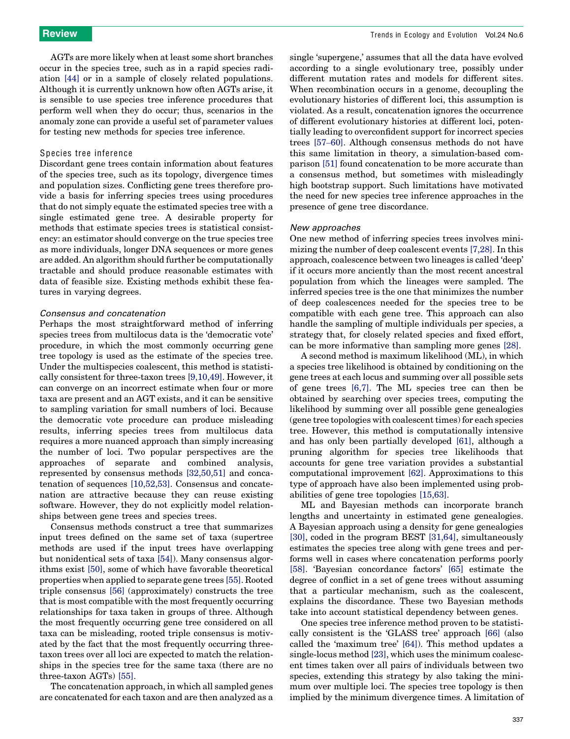AGTs are more likely when at least some short branches occur in the species tree, such as in a rapid species radiation [44] or in a sample of closely related populations. Although it is currently unknown how often AGTs arise, it is sensible to use species tree inference procedures that perform well when they do occur; thus, scenarios in the anomaly zone can provide a useful set of parameter values for testing new methods for species tree inference.

### Species tree inference

Discordant gene trees contain information about features of the species tree, such as its topology, divergence times and population sizes. Conflicting gene trees therefore provide a basis for inferring species trees using procedures that do not simply equate the estimated species tree with a single estimated gene tree. A desirable property for methods that estimate species trees is statistical consistency: an estimator should converge on the true species tree as more individuals, longer DNA sequences or more genes are added. An algorithm should further be computationally tractable and should produce reasonable estimates with data of feasible size. Existing methods exhibit these features in varying degrees.

#### *Consensus and concatenation*

Perhaps the most straightforward method of inferring species trees from multilocus data is the 'democratic vote' procedure, in which the most commonly occurring gene tree topology is used as the estimate of the species tree. Under the multispecies coalescent, this method is statistically consistent for three-taxon trees [9,10,49]. However, it can converge on an incorrect estimate when four or more taxa are present and an AGT exists, and it can be sensitive to sampling variation for small numbers of loci. Because the democratic vote procedure can produce misleading results, inferring species trees from multilocus data requires a more nuanced approach than simply increasing the number of loci. Two popular perspectives are the approaches of separate and combined analysis, represented by consensus methods [32,50,51] and concatenation of sequences [10,52,53]. Consensus and concatenation are attractive because they can reuse existing software. However, they do not explicitly model relationships between gene trees and species trees.

Consensus methods construct a tree that summarizes input trees defined on the same set of taxa (supertree methods are used if the input trees have overlapping but nonidentical sets of taxa [54]). Many consensus algorithms exist [50], some of which have favorable theoretical properties when applied to separate gene trees [55]. Rooted triple consensus [56] (approximately) constructs the tree that is most compatible with the most frequently occurring relationships for taxa taken in groups of three. Although the most frequently occurring gene tree considered on all taxa can be misleading, rooted triple consensus is motivated by the fact that the most frequently occurring three-taxon trees over all loci are expected to match the relationships in the species tree for the same taxa (there are no three-taxon AGTs) [55].

The concatenation approach, in which all sampled genes are concatenated for each taxon and are then analyzed as a single 'supergene,' assumes that all the data have evolved according to a single evolutionary tree, possibly under different mutation rates and models for different sites. When recombination occurs in a genome, decoupling the evolutionary histories of different loci, this assumption is violated. As a result, concatenation ignores the occurrence of different evolutionary histories at different loci, potentially leading to overconfident support for incorrect species trees [57–60]. Although consensus methods do not have this same limitation in theory, a simulation-based comparison [51] found concatenation to be more accurate than a consensus method, but sometimes with misleadingly high bootstrap support. Such limitations have motivated the need for new species tree inference approaches in the presence of gene tree discordance.

#### *New approaches*

One new method of inferring species trees involves minimizing the number of deep coalescent events [7,28]. In this approach, coalescence between two lineages is called 'deep' if it occurs more anciently than the most recent ancestral population from which the lineages were sampled. The inferred species tree is the one that minimizes the number of deep coalescences needed for the species tree to be compatible with each gene tree. This approach can also handle the sampling of multiple individuals per species, a strategy that, for closely related species and fixed effort, can be more informative than sampling more genes [28].

A second method is maximum likelihood (ML), in which a species tree likelihood is obtained by conditioning on the gene trees at each locus and summing over all possible sets of gene trees [6,7]. The ML species tree can then be obtained by searching over species trees, computing the likelihood by summing over all possible gene genealogies (gene tree topologies with coalescent times) for each species tree. However, this method is computationally intensive and has only been partially developed [61], although a pruning algorithm for species tree likelihoods that accounts for gene tree variation provides a substantial computational improvement [62]. Approximations to this type of approach have also been implemented using probabilities of gene tree topologies [15,63].

ML and Bayesian methods can incorporate branch lengths and uncertainty in estimated gene genealogies. A Bayesian approach using a density for gene genealogies [30], coded in the program BEST [31,64], simultaneously estimates the species tree along with gene trees and performs well in cases where concatenation performs poorly [58]. 'Bayesian concordance factors' [65] estimate the degree of conflict in a set of gene trees without assuming that a particular mechanism, such as the coalescent, explains the discordance. These two Bayesian methods take into account statistical dependency between genes.

One species tree inference method proven to be statistically consistent is the 'GLASS tree' approach [66] (also called the 'maximum tree' [64]). This method updates a single-locus method [23], which uses the minimum coalescent times taken over all pairs of individuals between two species, extending this strategy by also taking the minimum over multiple loci. The species tree topology is then implied by the minimum divergence times. A limitation of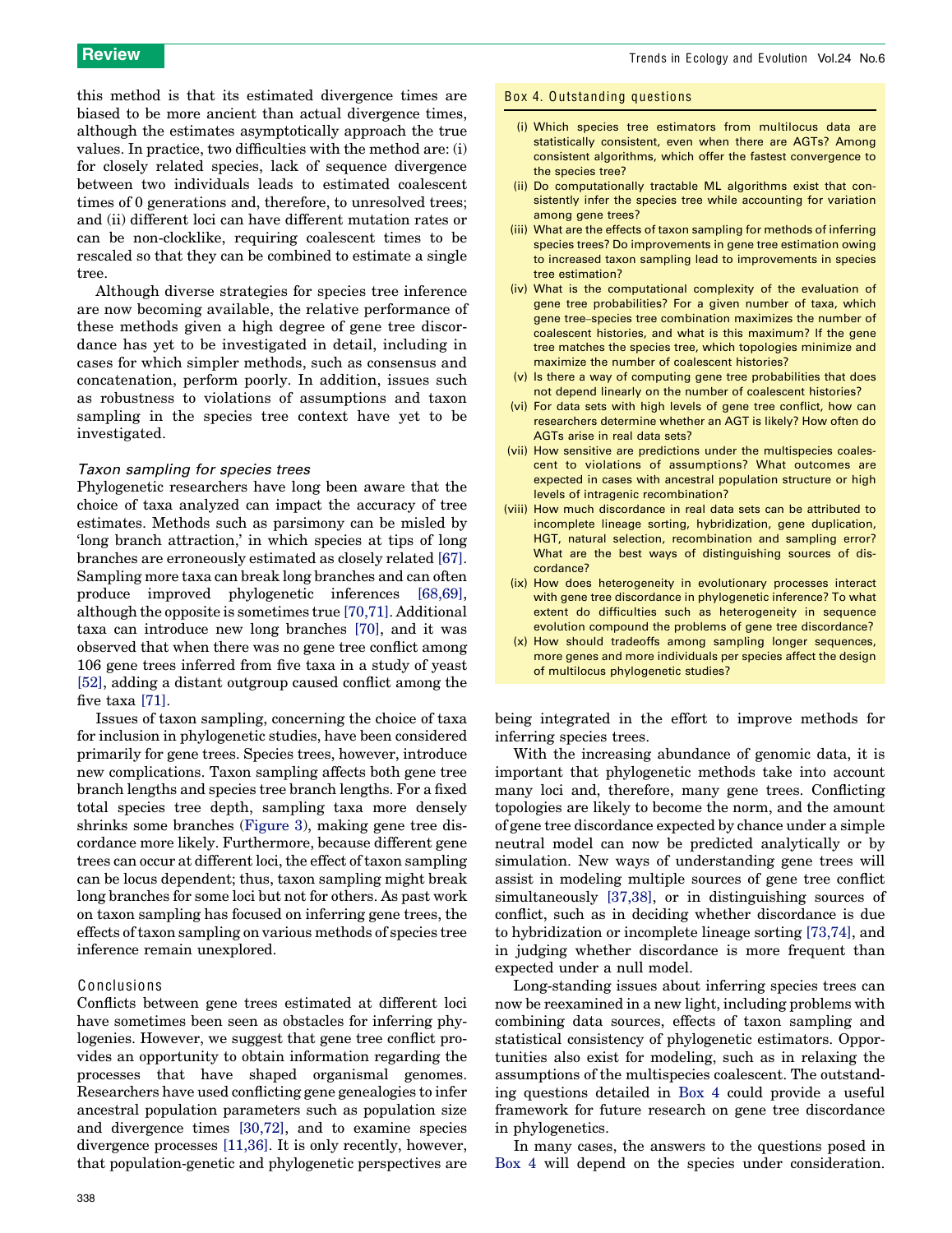this method is that its estimated divergence times are biased to be more ancient than actual divergence times, although the estimates asymptotically approach the true values. In practice, two difficulties with the method are: (i) for closely related species, lack of sequence divergence between two individuals leads to estimated coalescent times of 0 generations and, therefore, to unresolved trees; and (ii) different loci can have different mutation rates or can be non-clocklike, requiring coalescent times to be rescaled so that they can be combined to estimate a single tree.

Although diverse strategies for species tree inference are now becoming available, the relative performance of these methods given a high degree of gene tree discordance has yet to be investigated in detail, including in cases for which simpler methods, such as consensus and concatenation, perform poorly. In addition, issues such as robustness to violations of assumptions and taxon sampling in the species tree context have yet to be investigated.

### Taxon sampling for species trees

Phylogenetic researchers have long been aware that the choice of taxa analyzed can impact the accuracy of tree estimates. Methods such as parsimony can be misled by 'long branch attraction,' in which species at tips of long branches are erroneously estimated as closely related [67]. Sampling more taxa can break long branches and can often produce improved phylogenetic inferences [68,69], although the opposite is sometimes true [70,71]. Additional taxa can introduce new long branches [70], and it was observed that when there was no gene tree conflict among 106 gene trees inferred from five taxa in a study of yeast [52], adding a distant outgroup caused conflict among the five taxa [71].

Issues of taxon sampling, concerning the choice of taxa for inclusion in phylogenetic studies, have been considered primarily for gene trees. Species trees, however, introduce new complications. Taxon sampling affects both gene tree branch lengths and species tree branch lengths. For a fixed total species tree depth, sampling taxa more densely shrinks some branches (Figure 3), making gene tree discordance more likely. Furthermore, because different gene trees can occur at different loci, the effect of taxon sampling can be locus dependent; thus, taxon sampling might break long branches for some loci but not for others. As past work on taxon sampling has focused on inferring gene trees, the effects of taxon sampling on various methods of species tree inference remain unexplored.

### Box 4. Outstanding questions

- (i) Which species tree estimators from multilocus data are statistically consistent, even when there are AGTs? Among consistent algorithms, which offer the fastest convergence to the species tree?
- (ii) Do computationally tractable ML algorithms exist that consistently infer the species tree while accounting for variation among gene trees?
- (iii) What are the effects of taxon sampling for methods of inferring species trees? Do improvements in gene tree estimation owing to increased taxon sampling lead to improvements in species tree estimation?
- (iv) What is the computational complexity of the evaluation of gene tree probabilities? For a given number of taxa, which gene tree–species tree combination maximizes the number of coalescent histories, and what is this maximum? If the gene tree matches the species tree, which topologies minimize and maximize the number of coalescent histories?
- (v) Is there a way of computing gene tree probabilities that does not depend linearly on the number of coalescent histories?
- (vi) For data sets with high levels of gene tree conflict, how can researchers determine whether an AGT is likely? How often do AGTs arise in real data sets?
- (vii) How sensitive are predictions under the multispecies coalescent to violations of assumptions? What outcomes are expected in cases with ancestral population structure or high levels of intragenic recombination?
- (viii) How much discordance in real data sets can be attributed to incomplete lineage sorting, hybridization, gene duplication, HGT, natural selection, recombination and sampling error? What are the best ways of distinguishing sources of discordance?
- (ix) How does heterogeneity in evolutionary processes interact with gene tree discordance in phylogenetic inference? To what extent do difficulties such as heterogeneity in sequence evolution compound the problems of gene tree discordance?
- (x) How should tradeoffs among sampling longer sequences, more genes and more individuals per species affect the design of multilocus phylogenetic studies?

## Conclusions

Conflicts between gene trees estimated at different loci have sometimes been seen as obstacles for inferring phylogenies. However, we suggest that gene tree conflict provides an opportunity to obtain information regarding the processes that have shaped organismal genomes. Researchers have used conflicting gene genealogies to infer ancestral population parameters such as population size and divergence times [30,72], and to examine species divergence processes [11,36]. It is only recently, however, that population-genetic and phylogenetic perspectives are being integrated in the effort to improve methods for inferring species trees.

With the increasing abundance of genomic data, it is important that phylogenetic methods take into account many loci and, therefore, many gene trees. Conflicting topologies are likely to become the norm, and the amount of gene tree discordance expected by chance under a simple neutral model can now be predicted analytically or by simulation. New ways of understanding gene trees will assist in modeling multiple sources of gene tree conflict simultaneously [37,38], or in distinguishing sources of conflict, such as in deciding whether discordance is due to hybridization or incomplete lineage sorting [73,74], and in judging whether discordance is more frequent than expected under a null model.

Long-standing issues about inferring species trees can now be reexamined in a new light, including problems with combining data sources, effects of taxon sampling and statistical consistency of phylogenetic estimators. Opportunities also exist for modeling, such as in relaxing the assumptions of the multispecies coalescent. The outstanding questions detailed in Box 4 could provide a useful framework for future research on gene tree discordance in phylogenetics.

In many cases, the answers to the questions posed in Box 4 will depend on the species under consideration.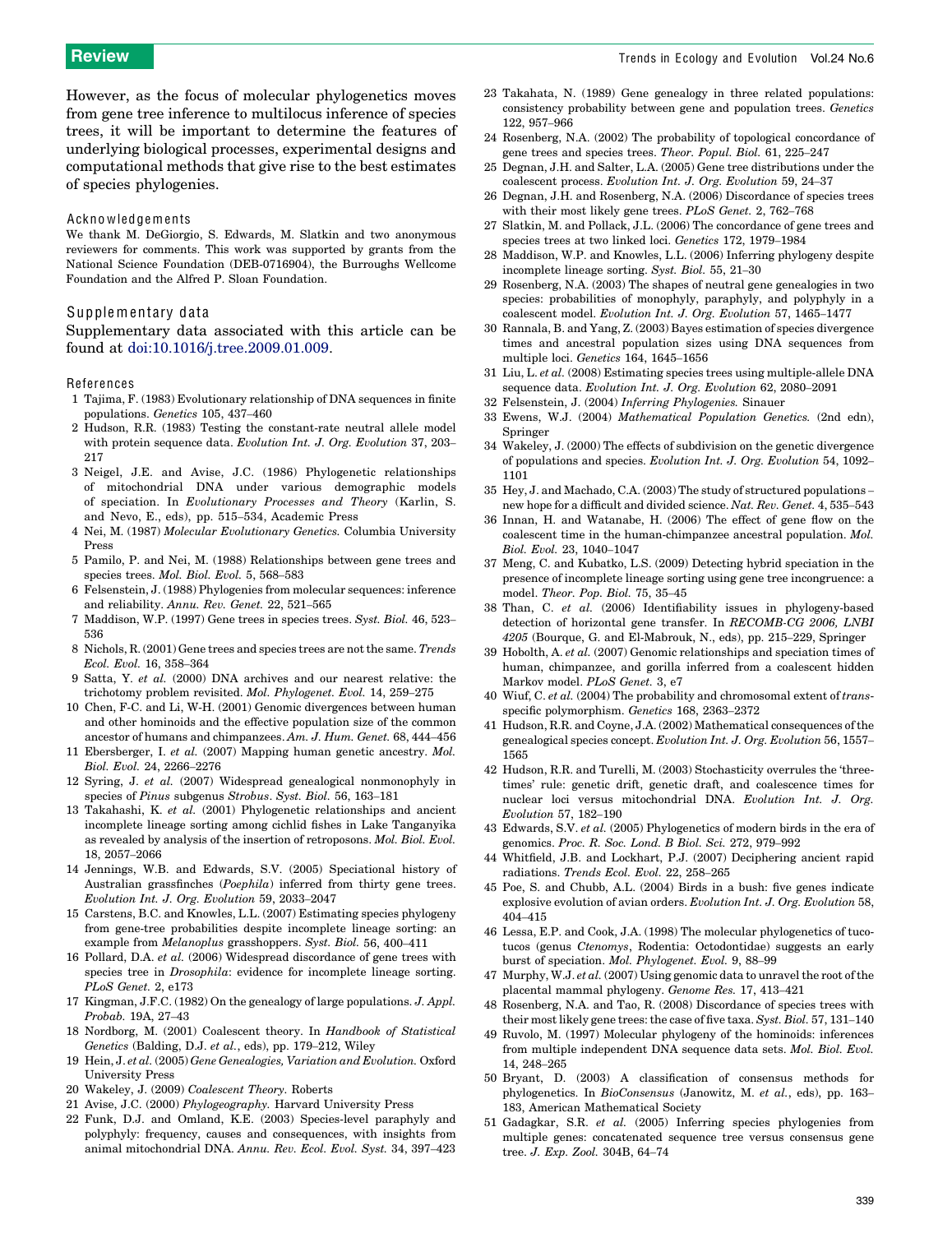However, as the focus of molecular phylogenetics moves from gene tree inference to multilocus inference of species trees, it will be important to determine the features of underlying biological processes, experimental designs and computational methods that give rise to the best estimates of species phylogenies.

## Acknowledgements

We thank M. DeGiorgio, S. Edwards, M. Slatkin and two anonymous reviewers for comments. This work was supported by grants from the National Science Foundation (DEB-0716904), the Burroughs Wellcome Foundation and the Alfred P. Sloan Foundation.

## Supplementary data

Supplementary data associated with this article can be found at doi:10.1016/j.tree.2009.01.009.

## References

1 Tajima, F. (1983) Evolutionary relationship of DNA sequences in finite populations. *Genetics* 105, 437–460

2 Hudson, R.R. (1983) Testing the constant-rate neutral allele model with protein sequence data. *Evolution Int. J. Org. Evolution* 37, 203–217

3 Neigel, J.E. and Avise, J.C. (1986) Phylogenetic relationships of mitochondrial DNA under various demographic models of speciation. In *Evolutionary Processes and Theory* (Karlin, S. and Nevo, E., eds), pp. 515–534, Academic Press

4 Nei, M. (1987) *Molecular Evolutionary Genetics.* Columbia University Press

5 Pamilo, P. and Nei, M. (1988) Relationships between gene trees and species trees. *Mol. Biol. Evol.* 5, 568–583

6 Felsenstein, J. (1988) Phylogenies from molecular sequences: inference and reliability. *Annu. Rev. Genet.* 22, 521–565

7 Maddison, W.P. (1997) Gene trees in species trees. *Syst. Biol.* 46, 523–536

8 Nichols, R. (2001) Gene trees and species trees are not the same. *Trends Ecol. Evol.* 16, 358–364

9 Satta, Y. *et al.* (2000) DNA archives and our nearest relative: the trichotomy problem revisited. *Mol. Phylogenet. Evol.* 14, 259–275

10 Chen, F-C. and Li, W-H. (2001) Genomic divergences between human and other hominoids and the effective population size of the common ancestor of humans and chimpanzees. *Am. J. Hum. Genet.* 68, 444–456

11 Ebersberger, I. *et al.* (2007) Mapping human genetic ancestry. *Mol. Biol. Evol.* 24, 2266–2276

12 Syring, J. *et al.* (2007) Widespread genealogical nonmonophyly in species of *Pinus* subgenus *Strobus*. *Syst. Biol.* 56, 163–181

13 Takahashi, K. *et al.* (2001) Phylogenetic relationships and ancient incomplete lineage sorting among cichlid fishes in Lake Tanganyika as revealed by analysis of the insertion of retroposons. *Mol. Biol. Evol.* 18, 2057–2066

14 Jennings, W.B. and Edwards, S.V. (2005) Speciational history of Australian grassfinches (*Poephila*) inferred from thirty gene trees. *Evolution Int. J. Org. Evolution* 59, 2033–2047

15 Carstens, B.C. and Knowles, L.L. (2007) Estimating species phylogeny from gene-tree probabilities despite incomplete lineage sorting: an example from *Melanoplus* grasshoppers. *Syst. Biol.* 56, 400–411

16 Pollard, D.A. *et al.* (2006) Widespread discordance of gene trees with species tree in *Drosophila*: evidence for incomplete lineage sorting. *PLoS Genet.* 2, e173

17 Kingman, J.F.C. (1982) On the genealogy of large populations. *J. Appl. Probab.* 19A, 27–43

18 Nordborg, M. (2001) Coalescent theory. In *Handbook of Statistical Genetics* (Balding, D.J. *et al.*, eds), pp. 179–212, Wiley

19 Hein, J. *et al.* (2005) *Gene Genealogies, Variation and Evolution.* Oxford University Press

20 Wakeley, J. (2009) *Coalescent Theory.* Roberts

21 Avise, J.C. (2000) *Phylogeography.* Harvard University Press

22 Funk, D.J. and Omland, K.E. (2003) Species-level paraphyly and polyphyly: frequency, causes and consequences, with insights from animal mitochondrial DNA. *Annu. Rev. Ecol. Evol. Syst.* 34, 397–423

23 Takahata, N. (1989) Gene genealogy in three related populations: consistency probability between gene and population trees. *Genetics* 122, 957–966

24 Rosenberg, N.A. (2002) The probability of topological concordance of gene trees and species trees. *Theor. Popul. Biol.* 61, 225–247

25 Degnan, J.H. and Salter, L.A. (2005) Gene tree distributions under the coalescent process. *Evolution Int. J. Org. Evolution* 59, 24–37

26 Degnan, J.H. and Rosenberg, N.A. (2006) Discordance of species trees with their most likely gene trees. *PLoS Genet.* 2, 762–768

27 Slatkin, M. and Pollack, J.L. (2006) The concordance of gene trees and species trees at two linked loci. *Genetics* 172, 1979–1984

28 Maddison, W.P. and Knowles, L.L. (2006) Inferring phylogeny despite incomplete lineage sorting. *Syst. Biol.* 55, 21–30

29 Rosenberg, N.A. (2003) The shapes of neutral gene genealogies in two species: probabilities of monophyly, paraphyly, and polyphyly in a coalescent model. *Evolution Int. J. Org. Evolution* 57, 1465–1477

30 Rannala, B. and Yang, Z. (2003) Bayes estimation of species divergence times and ancestral population sizes using DNA sequences from multiple loci. *Genetics* 164, 1645–1656

31 Liu, L. *et al.* (2008) Estimating species trees using multiple-allele DNA sequence data. *Evolution Int. J. Org. Evolution* 62, 2080–2091

32 Felsenstein, J. (2004) *Inferring Phylogenies.* Sinauer

33 Ewens, W.J. (2004) *Mathematical Population Genetics.* (2nd edn), Springer

34 Wakeley, J. (2000) The effects of subdivision on the genetic divergence of populations and species. *Evolution Int. J. Org. Evolution* 54, 1092–1101

35 Hey, J. and Machado, C.A. (2003) The study of structured populations – new hope for a difficult and divided science. *Nat. Rev. Genet.* 4, 535–543

36 Innan, H. and Watanabe, H. (2006) The effect of gene flow on the coalescent time in the human-chimpanzee ancestral population. *Mol. Biol. Evol.* 23, 1040–1047

37 Meng, C. and Kubatko, L.S. (2009) Detecting hybrid speciation in the presence of incomplete lineage sorting using gene tree incongruence: a model. *Theor. Pop. Biol.* 75, 35–45

38 Than, C. *et al.* (2006) Identifiability issues in phylogeny-based detection of horizontal gene transfer. In *RECOMB-CG 2006, LNBI 4205* (Bourque, G. and El-Mabrouk, N., eds), pp. 215–229, Springer

39 Hobolth, A. *et al.* (2007) Genomic relationships and speciation times of human, chimpanzee, and gorilla inferred from a coalescent hidden Markov model. *PLoS Genet.* 3, e7

40 Wiuf, C. *et al.* (2004) The probability and chromosomal extent of *trans*-specific polymorphism. *Genetics* 168, 2363–2372

41 Hudson, R.R. and Coyne, J.A. (2002) Mathematical consequences of the genealogical species concept. *Evolution Int. J. Org. Evolution* 56, 1557–1565

42 Hudson, R.R. and Turelli, M. (2003) Stochasticity overrules the 'three-times' rule: genetic drift, genetic draft, and coalescence times for nuclear loci versus mitochondrial DNA. *Evolution Int. J. Org. Evolution* 57, 182–190

43 Edwards, S.V. *et al.* (2005) Phylogenetics of modern birds in the era of genomics. *Proc. R. Soc. Lond. B Biol. Sci.* 272, 979–992

44 Whitfield, J.B. and Lockhart, P.J. (2007) Deciphering ancient rapid radiations. *Trends Ecol. Evol.* 22, 258–265

45 Poe, S. and Chubb, A.L. (2004) Birds in a bush: five genes indicate explosive evolution of avian orders. *Evolution Int. J. Org. Evolution* 58, 404–415

46 Lessa, E.P. and Cook, J.A. (1998) The molecular phylogenetics of tuco-tucos (genus *Ctenomys*, Rodentia: Octodontidae) suggests an early burst of speciation. *Mol. Phylogenet. Evol.* 9, 88–99

47 Murphy, W.J. *et al.* (2007) Using genomic data to unravel the root of the placental mammal phylogeny. *Genome Res.* 17, 413–421

48 Rosenberg, N.A. and Tao, R. (2008) Discordance of species trees with their most likely gene trees: the case of five taxa. *Syst. Biol.* 57, 131–140

49 Ruvolo, M. (1997) Molecular phylogeny of the hominoids: inferences from multiple independent DNA sequence data sets. *Mol. Biol. Evol.* 14, 248–265

50 Bryant, D. (2003) A classification of consensus methods for phylogenetics. In *BioConsensus* (Janowitz, M. *et al.*, eds), pp. 163–183, American Mathematical Society

51 Gadagkar, S.R. *et al.* (2005) Inferring species phylogenies from multiple genes: concatenated sequence tree versus consensus gene tree. *J. Exp. Zool.* 304B, 64–74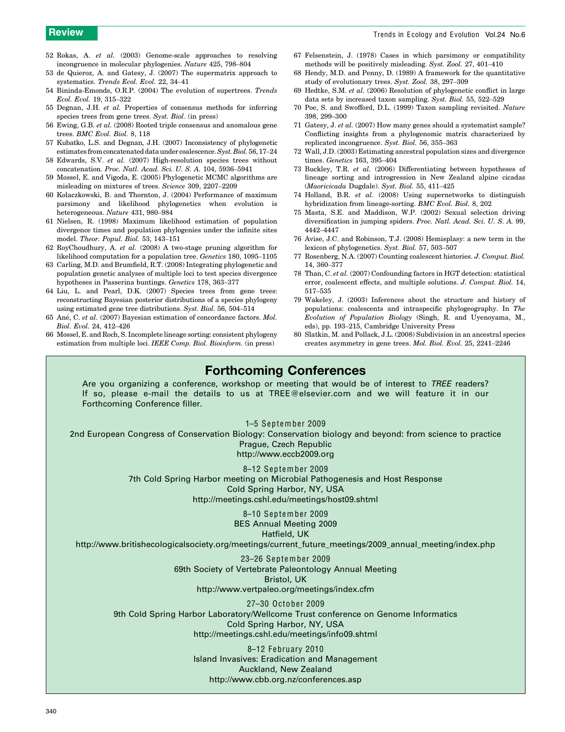52 Rokas, A. *et al.* (2003) Genome-scale approaches to resolving incongruence in molecular phylogenies. *Nature* 425, 798–804

53 de Queiroz, A. and Gatesy, J. (2007) The supermatrix approach to systematics. *Trends Ecol. Evol.* 22, 34–41

54 Bininda-Emonds, O.R.P. (2004) The evolution of supertrees. *Trends Ecol. Evol.* 19, 315–322

55 Degnan, J.H. *et al.* Properties of consensus methods for inferring species trees from gene trees. *Syst. Biol*. (in press)

56 Ewing, G.B. *et al.* (2008) Rooted triple consensus and anomalous gene trees. *BMC Evol. Biol.* 8, 118

57 Kubatko, L.S. and Degnan, J.H. (2007) Inconsistency of phylogenetic estimates from concatenated data under coalescence. *Syst. Biol.* 56, 17–24

58 Edwards, S.V. *et al.* (2007) High-resolution species trees without concatenation. *Proc. Natl. Acad. Sci. U. S. A.* 104, 5936–5941

59 Mossel, E. and Vigoda, E. (2005) Phylogenetic MCMC algorithms are misleading on mixtures of trees. *Science* 309, 2207–2209

60 Kolaczkowski, B. and Thornton, J. (2004) Performance of maximum parsimony and likelihood phylogenetics when evolution is heterogeneous. *Nature* 431, 980–984

61 Nielsen, R. (1998) Maximum likelihood estimation of population divergence times and population phylogenies under the infinite sites model. *Theor. Popul. Biol.* 53, 143–151

62 RoyChoudhury, A. *et al.* (2008) A two-stage pruning algorithm for likelihood computation for a population tree. *Genetics* 180, 1095–1105

63 Carling, M.D. and Brumfield, R.T. (2008) Integrating phylogenetic and population genetic analyses of multiple loci to test species divergence hypotheses in Passerina buntings. *Genetics* 178, 363–377

64 Liu, L. and Pearl, D.K. (2007) Species trees from gene trees: reconstructing Bayesian posterior distributions of a species phylogeny using estimated gene tree distributions. *Syst. Biol.* 56, 504–514

65 Ané, C. *et al.* (2007) Bayesian estimation of concordance factors. *Mol. Biol. Evol.* 24, 412–426

66 Mossel, E. and Roch, S. Incomplete lineage sorting: consistent phylogeny estimation from multiple loci. *IEEE Comp. Biol. Bioinform.* (in press)

67 Felsenstein, J. (1978) Cases in which parsimony or compatibility methods will be positively misleading. *Syst. Zool.* 27, 401–410

68 Hendy, M.D. and Penny, D. (1989) A framework for the quantitative study of evolutionary trees. *Syst. Zool.* 38, 297–309

69 Hedtke, S.M. *et al.* (2006) Resolution of phylogenetic conflict in large data sets by increased taxon sampling. *Syst. Biol.* 55, 522–529

70 Poe, S. and Swofford, D.L. (1999) Taxon sampling revisited. *Nature* 398, 299–300

71 Gatesy, J. *et al.* (2007) How many genes should a systematist sample? Conflicting insights from a phylogenomic matrix characterized by replicated incongruence. *Syst. Biol.* 56, 355–363

72 Wall, J.D. (2003) Estimating ancestral population sizes and divergence times. *Genetics* 163, 395–404

73 Buckley, T.R. *et al.* (2006) Differentiating between hypotheses of lineage sorting and introgression in New Zealand alpine cicadas (*Maoricicada* Dugdale). *Syst. Biol.* 55, 411–425

74 Holland, B.R. *et al.* (2008) Using supernetworks to distinguish hybridization from lineage-sorting. *BMC Evol. Biol.* 8, 202

75 Masta, S.E. and Maddison, W.P. (2002) Sexual selection driving diversification in jumping spiders. *Proc. Natl. Acad. Sci. U. S. A.* 99, 4442–4447

76 Avise, J.C. and Robinson, T.J. (2008) Hemiplasy: a new term in the lexicon of phylogenetics. *Syst. Biol.* 57, 503–507

77 Rosenberg, N.A. (2007) Counting coalescent histories. *J. Comput. Biol.* 14, 360–377

78 Than, C. *et al.* (2007) Confounding factors in HGT detection: statistical error, coalescent effects, and multiple solutions. *J. Comput. Biol.* 14, 517–535

79 Wakeley, J. (2003) Inferences about the structure and history of populations: coalescents and intraspecific phylogeography. In *The Evolution of Population Biology* (Singh, R. and Uyenoyama, M., eds), pp. 193–215, Cambridge University Press

80 Slatkin, M. and Pollack, J.L. (2008) Subdivision in an ancestral species creates asymmetry in gene trees. *Mol. Biol. Evol.* 25, 2241–2246

## Forthcoming Conferences

Are you organizing a conference, workshop or meeting that would be of interest to *TREE* readers? If so, please e-mail the details to us at TREE@elsevier.com and we will feature it in our Forthcoming Conference filler.

1–5 September 2009
2nd European Congress of Conservation Biology: Conservation biology and beyond: from science to practice
Prague, Czech Republic
http://www.eccb2009.org

8–12 September 2009
7th Cold Spring Harbor meeting on Microbial Pathogenesis and Host Response
Cold Spring Harbor, NY, USA
http://meetings.cshl.edu/meetings/host09.shtml

8–10 September 2009
BES Annual Meeting 2009
Hatfield, UK
http://www.britishecologicalsociety.org/meetings/current_future_meetings/2009_annual_meeting/index.php

23–26 September 2009
69th Society of Vertebrate Paleontology Annual Meeting
Bristol, UK
http://www.vertpaleo.org/meetings/index.cfm

27–30 October 2009
9th Cold Spring Harbor Laboratory/Wellcome Trust conference on Genome Informatics
Cold Spring Harbor, NY, USA
http://meetings.cshl.edu/meetings/info09.shtml

8–12 February 2010
Island Invasives: Eradication and Management
Auckland, New Zealand
http://www.cbb.org.nz/conferences.asp